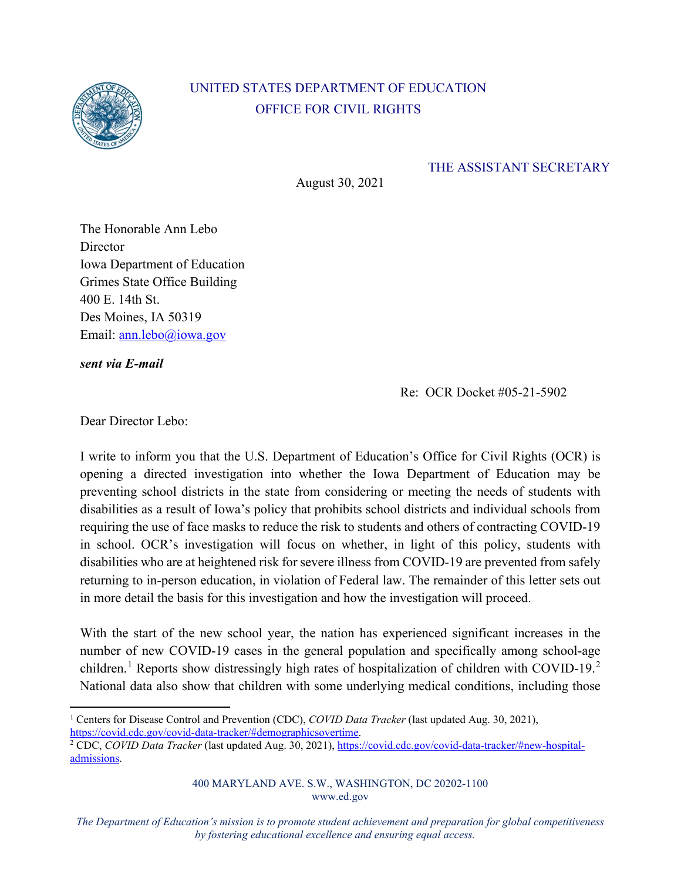UNITED STATES DEPARTMENT OF EDUCATION
OFFICE FOR CIVIL RIGHTS

THE ASSISTANT SECRETARY

August 30, 2021

The Honorable Ann Lebo
Director
Iowa Department of Education
Grimes State Office Building
400 E. 14th St.
Des Moines, IA 50319
Email: [ann.lebo@iowa.gov](mailto:ann.lebo@iowa.gov)

***sent via E-mail***

Re: OCR Docket #05-21-5902

Dear Director Lebo:

I write to inform you that the U.S. Department of Education's Office for Civil Rights (OCR) is opening a directed investigation into whether the Iowa Department of Education may be preventing school districts in the state from considering or meeting the needs of students with disabilities as a result of Iowa's policy that prohibits school districts and individual schools from requiring the use of face masks to reduce the risk to students and others of contracting COVID-19 in school. OCR's investigation will focus on whether, in light of this policy, students with disabilities who are at heightened risk for severe illness from COVID-19 are prevented from safely returning to in-person education, in violation of Federal law. The remainder of this letter sets out in more detail the basis for this investigation and how the investigation will proceed.

With the start of the new school year, the nation has experienced significant increases in the number of new COVID-19 cases in the general population and specifically among school-age children.[1] Reports show distressingly high rates of hospitalization of children with COVID-19.[2] National data also show that children with some underlying medical conditions, including those

---

[1] Centers for Disease Control and Prevention (CDC), *COVID Data Tracker* (last updated Aug. 30, 2021), https://covid.cdc.gov/covid-data-tracker/#demographicsovertime.

[2] CDC, *COVID Data Tracker* (last updated Aug. 30, 2021), https://covid.cdc.gov/covid-data-tracker/#new-hospital-admissions.

400 MARYLAND AVE. S.W., WASHINGTON, DC 20202-1100
www.ed.gov

*The Department of Education's mission is to promote student achievement and preparation for global competitiveness by fostering educational excellence and ensuring equal access.*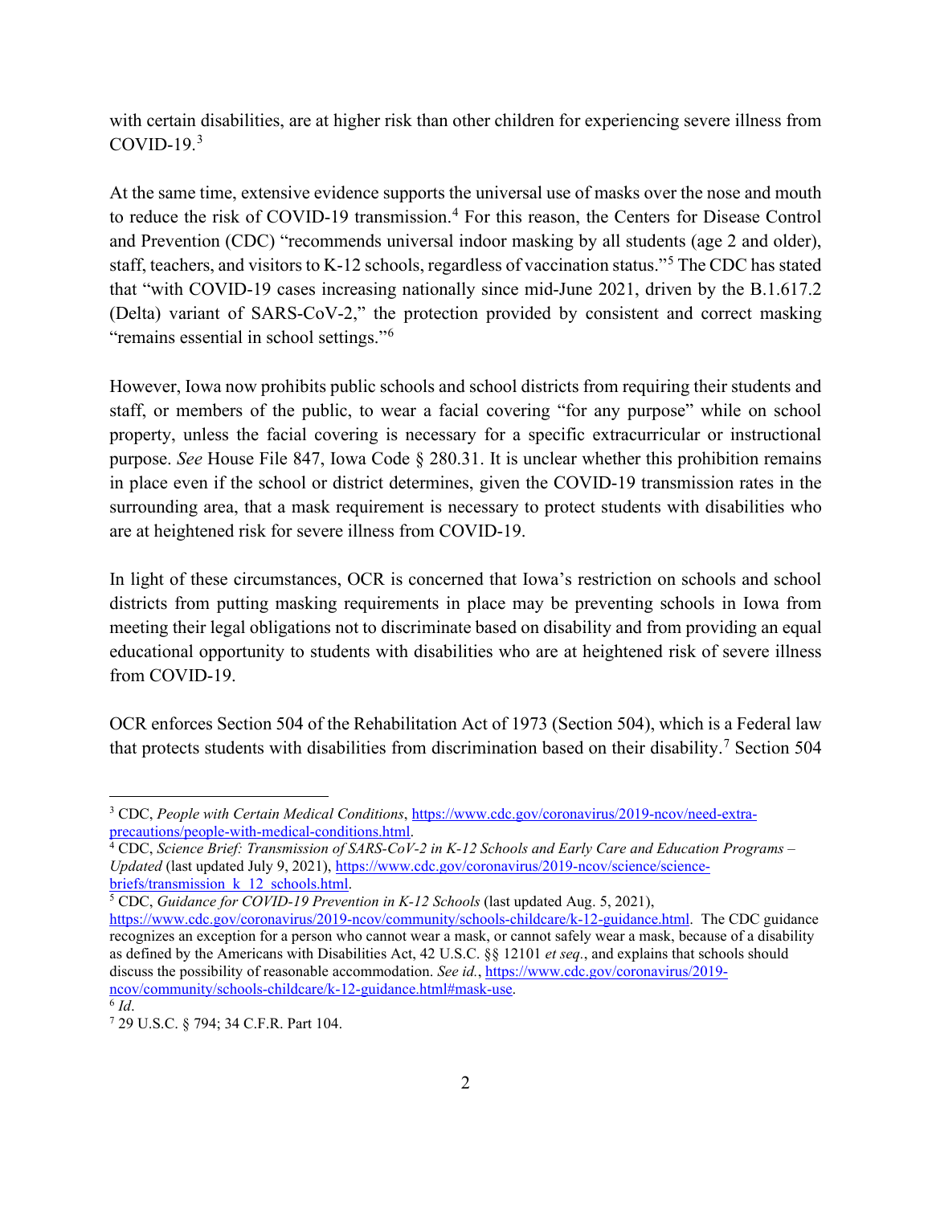with certain disabilities, are at higher risk than other children for experiencing severe illness from COVID-19.[3]

At the same time, extensive evidence supports the universal use of masks over the nose and mouth to reduce the risk of COVID-19 transmission.[4] For this reason, the Centers for Disease Control and Prevention (CDC) "recommends universal indoor masking by all students (age 2 and older), staff, teachers, and visitors to K-12 schools, regardless of vaccination status."[5] The CDC has stated that "with COVID-19 cases increasing nationally since mid-June 2021, driven by the B.1.617.2 (Delta) variant of SARS-CoV-2," the protection provided by consistent and correct masking "remains essential in school settings."[6]

However, Iowa now prohibits public schools and school districts from requiring their students and staff, or members of the public, to wear a facial covering "for any purpose" while on school property, unless the facial covering is necessary for a specific extracurricular or instructional purpose. *See* House File 847, Iowa Code § 280.31. It is unclear whether this prohibition remains in place even if the school or district determines, given the COVID-19 transmission rates in the surrounding area, that a mask requirement is necessary to protect students with disabilities who are at heightened risk for severe illness from COVID-19.

In light of these circumstances, OCR is concerned that Iowa's restriction on schools and school districts from putting masking requirements in place may be preventing schools in Iowa from meeting their legal obligations not to discriminate based on disability and from providing an equal educational opportunity to students with disabilities who are at heightened risk of severe illness from COVID-19.

OCR enforces Section 504 of the Rehabilitation Act of 1973 (Section 504), which is a Federal law that protects students with disabilities from discrimination based on their disability.[7] Section 504

---

[3] CDC, *People with Certain Medical Conditions*, https://www.cdc.gov/coronavirus/2019-ncov/need-extra-precautions/people-with-medical-conditions.html.

[4] CDC, *Science Brief: Transmission of SARS-CoV-2 in K-12 Schools and Early Care and Education Programs – Updated* (last updated July 9, 2021), https://www.cdc.gov/coronavirus/2019-ncov/science/science-briefs/transmission_k_12_schools.html.

[5] CDC, *Guidance for COVID-19 Prevention in K-12 Schools* (last updated Aug. 5, 2021), https://www.cdc.gov/coronavirus/2019-ncov/community/schools-childcare/k-12-guidance.html. The CDC guidance recognizes an exception for a person who cannot wear a mask, or cannot safely wear a mask, because of a disability as defined by the Americans with Disabilities Act, 42 U.S.C. §§ 12101 *et seq.*, and explains that schools should discuss the possibility of reasonable accommodation. *See id.*, https://www.cdc.gov/coronavirus/2019-ncov/community/schools-childcare/k-12-guidance.html#mask-use.

[6] *Id*.

[7] 29 U.S.C. § 794; 34 C.F.R. Part 104.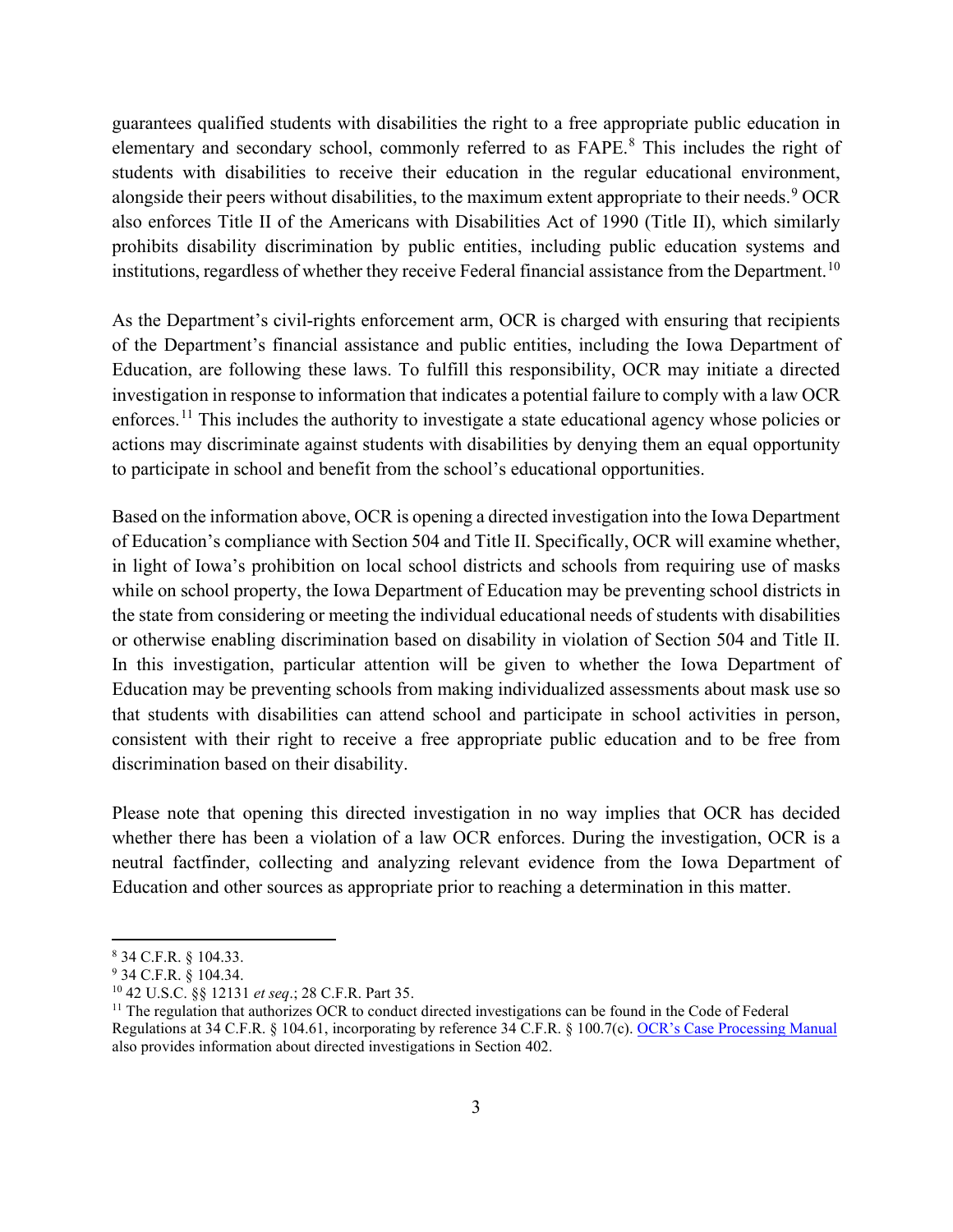guarantees qualified students with disabilities the right to a free appropriate public education in elementary and secondary school, commonly referred to as FAPE.[8] This includes the right of students with disabilities to receive their education in the regular educational environment, alongside their peers without disabilities, to the maximum extent appropriate to their needs.[9] OCR also enforces Title II of the Americans with Disabilities Act of 1990 (Title II), which similarly prohibits disability discrimination by public entities, including public education systems and institutions, regardless of whether they receive Federal financial assistance from the Department.[10]

As the Department's civil-rights enforcement arm, OCR is charged with ensuring that recipients of the Department's financial assistance and public entities, including the Iowa Department of Education, are following these laws. To fulfill this responsibility, OCR may initiate a directed investigation in response to information that indicates a potential failure to comply with a law OCR enforces.[11] This includes the authority to investigate a state educational agency whose policies or actions may discriminate against students with disabilities by denying them an equal opportunity to participate in school and benefit from the school's educational opportunities.

Based on the information above, OCR is opening a directed investigation into the Iowa Department of Education's compliance with Section 504 and Title II. Specifically, OCR will examine whether, in light of Iowa's prohibition on local school districts and schools from requiring use of masks while on school property, the Iowa Department of Education may be preventing school districts in the state from considering or meeting the individual educational needs of students with disabilities or otherwise enabling discrimination based on disability in violation of Section 504 and Title II. In this investigation, particular attention will be given to whether the Iowa Department of Education may be preventing schools from making individualized assessments about mask use so that students with disabilities can attend school and participate in school activities in person, consistent with their right to receive a free appropriate public education and to be free from discrimination based on their disability.

Please note that opening this directed investigation in no way implies that OCR has decided whether there has been a violation of a law OCR enforces. During the investigation, OCR is a neutral factfinder, collecting and analyzing relevant evidence from the Iowa Department of Education and other sources as appropriate prior to reaching a determination in this matter.

---

[8] 34 C.F.R. § 104.33.

[9] 34 C.F.R. § 104.34.

[10] 42 U.S.C. §§ 12131 *et seq*.; 28 C.F.R. Part 35.

[11] The regulation that authorizes OCR to conduct directed investigations can be found in the Code of Federal Regulations at 34 C.F.R. § 104.61, incorporating by reference 34 C.F.R. § 100.7(c). OCR's Case Processing Manual also provides information about directed investigations in Section 402.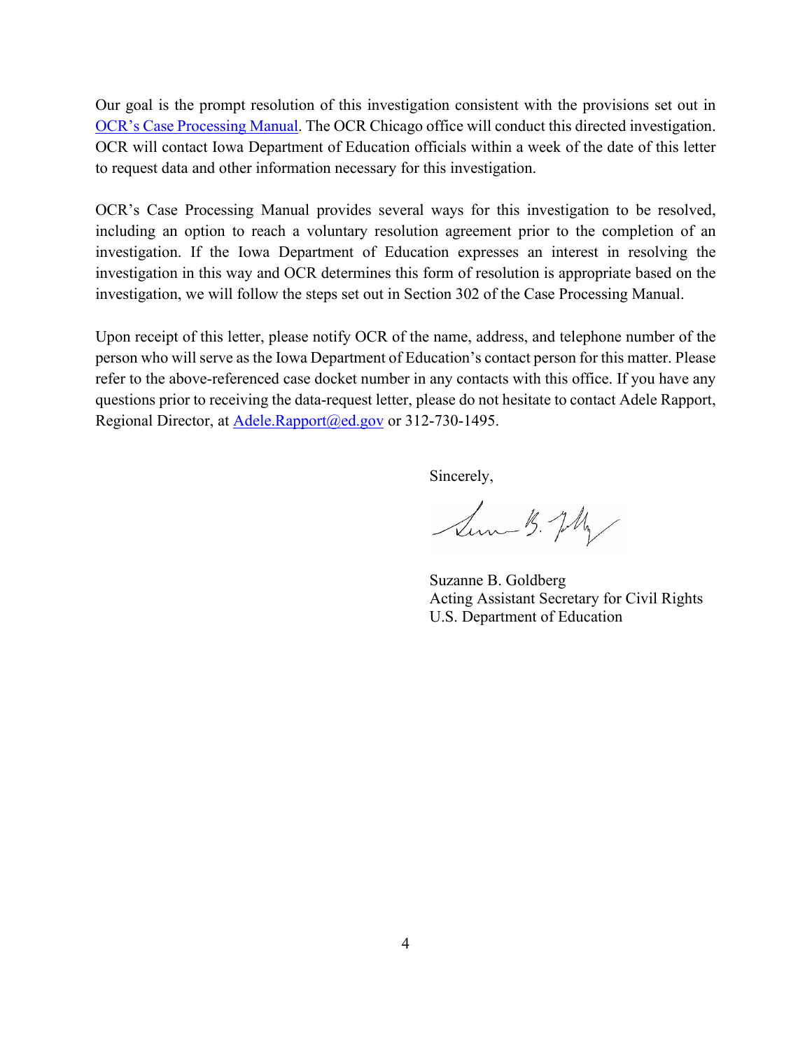Our goal is the prompt resolution of this investigation consistent with the provisions set out in [OCR's Case Processing Manual](). The OCR Chicago office will conduct this directed investigation. OCR will contact Iowa Department of Education officials within a week of the date of this letter to request data and other information necessary for this investigation.

OCR's Case Processing Manual provides several ways for this investigation to be resolved, including an option to reach a voluntary resolution agreement prior to the completion of an investigation. If the Iowa Department of Education expresses an interest in resolving the investigation in this way and OCR determines this form of resolution is appropriate based on the investigation, we will follow the steps set out in Section 302 of the Case Processing Manual.

Upon receipt of this letter, please notify OCR of the name, address, and telephone number of the person who will serve as the Iowa Department of Education's contact person for this matter. Please refer to the above-referenced case docket number in any contacts with this office. If you have any questions prior to receiving the data-request letter, please do not hesitate to contact Adele Rapport, Regional Director, at Adele.Rapport@ed.gov or 312-730-1495.

Sincerely,

Suzanne B. Goldberg
Acting Assistant Secretary for Civil Rights
U.S. Department of Education